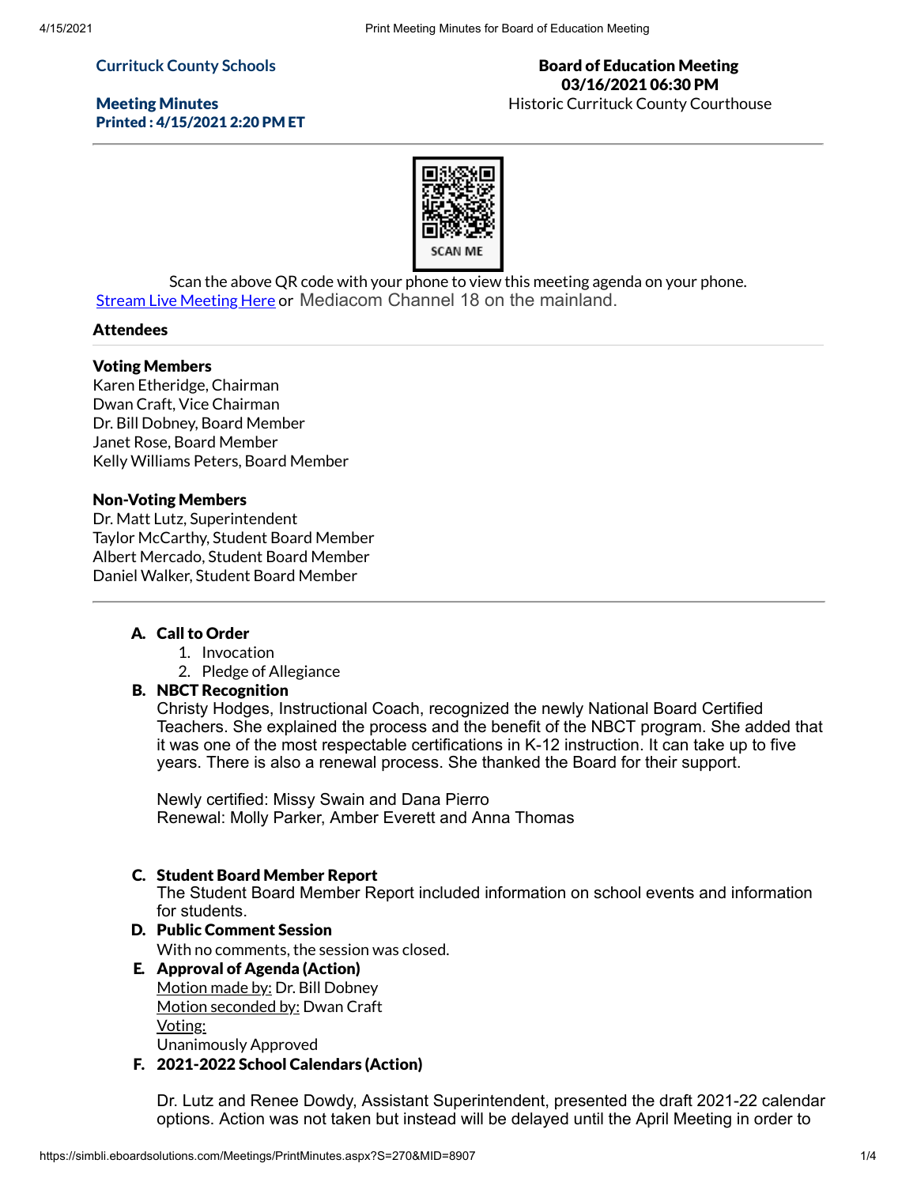**Currituck County Schools**

**Meeting Minutes**
**Printed : 4/15/2021 2:20 PM ET**

**Board of Education Meeting**
**03/16/2021 06:30 PM**
Historic Currituck County Courthouse

SCAN ME

Scan the above QR code with your phone to view this meeting agenda on your phone.
Stream Live Meeting Here or Mediacom Channel 18 on the mainland.

### Attendees

**Voting Members**
Karen Etheridge, Chairman
Dwan Craft, Vice Chairman
Dr. Bill Dobney, Board Member
Janet Rose, Board Member
Kelly Williams Peters, Board Member

**Non-Voting Members**
Dr. Matt Lutz, Superintendent
Taylor McCarthy, Student Board Member
Albert Mercado, Student Board Member
Daniel Walker, Student Board Member

---

**A. Call to Order**

1. Invocation
2. Pledge of Allegiance

**B. NBCT Recognition**

Christy Hodges, Instructional Coach, recognized the newly National Board Certified Teachers. She explained the process and the benefit of the NBCT program. She added that it was one of the most respectable certifications in K-12 instruction. It can take up to five years. There is also a renewal process. She thanked the Board for their support.

Newly certified: Missy Swain and Dana Pierro
Renewal: Molly Parker, Amber Everett and Anna Thomas

**C. Student Board Member Report**

The Student Board Member Report included information on school events and information for students.

**D. Public Comment Session**

With no comments, the session was closed.

**E. Approval of Agenda (Action)**

Motion made by: Dr. Bill Dobney
Motion seconded by: Dwan Craft
Voting:
Unanimously Approved

**F. 2021-2022 School Calendars (Action)**

Dr. Lutz and Renee Dowdy, Assistant Superintendent, presented the draft 2021-22 calendar options. Action was not taken but instead will be delayed until the April Meeting in order to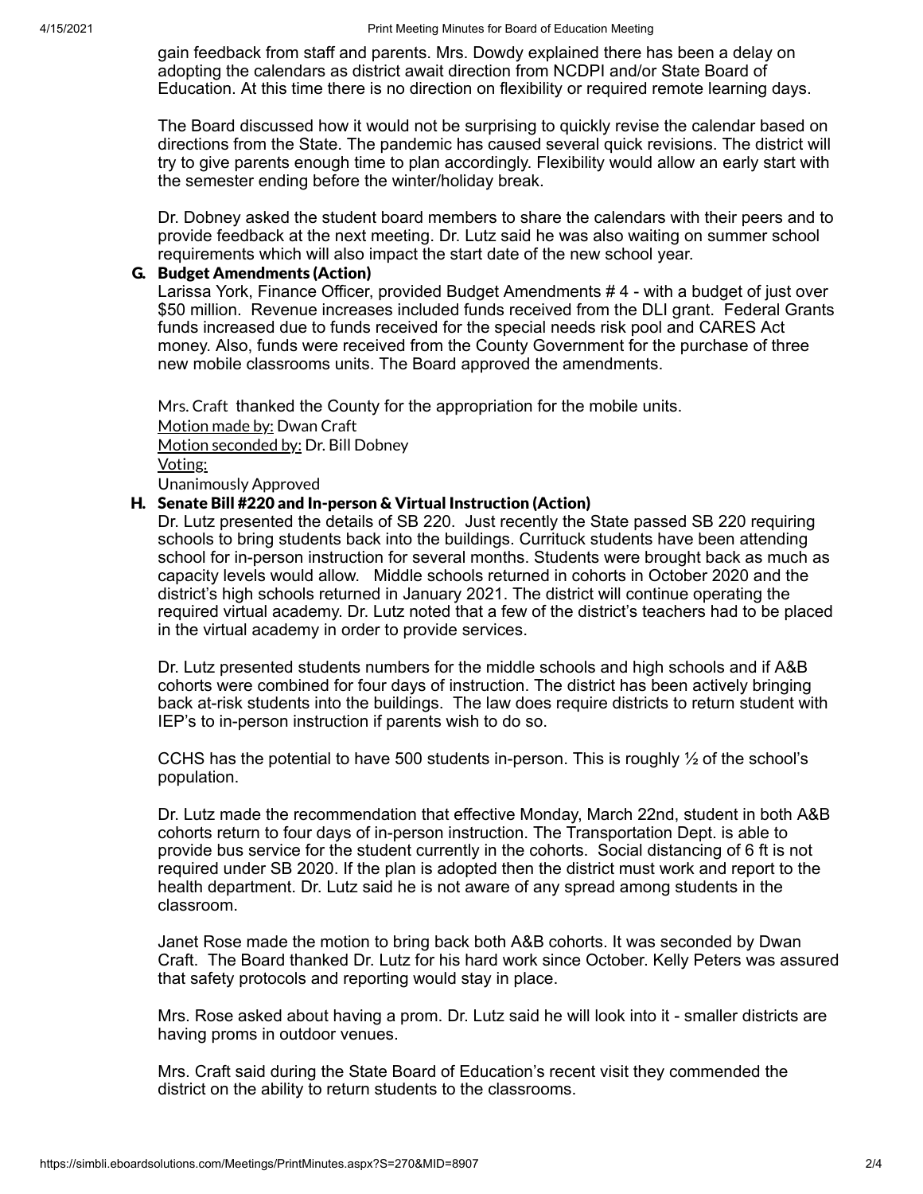gain feedback from staff and parents. Mrs. Dowdy explained there has been a delay on adopting the calendars as district await direction from NCDPI and/or State Board of Education. At this time there is no direction on flexibility or required remote learning days.

The Board discussed how it would not be surprising to quickly revise the calendar based on directions from the State. The pandemic has caused several quick revisions. The district will try to give parents enough time to plan accordingly. Flexibility would allow an early start with the semester ending before the winter/holiday break.

Dr. Dobney asked the student board members to share the calendars with their peers and to provide feedback at the next meeting. Dr. Lutz said he was also waiting on summer school requirements which will also impact the start date of the new school year.

### G. Budget Amendments (Action)

Larissa York, Finance Officer, provided Budget Amendments # 4 - with a budget of just over $50 million. Revenue increases included funds received from the DLI grant. Federal Grants funds increased due to funds received for the special needs risk pool and CARES Act money. Also, funds were received from the County Government for the purchase of three new mobile classrooms units. The Board approved the amendments.

Mrs. Craft thanked the County for the appropriation for the mobile units.

Motion made by: Dwan Craft
Motion seconded by: Dr. Bill Dobney
Voting:
Unanimously Approved

### H. Senate Bill #220 and In-person & Virtual Instruction (Action)

Dr. Lutz presented the details of SB 220. Just recently the State passed SB 220 requiring schools to bring students back into the buildings. Currituck students have been attending school for in-person instruction for several months. Students were brought back as much as capacity levels would allow. Middle schools returned in cohorts in October 2020 and the district's high schools returned in January 2021. The district will continue operating the required virtual academy. Dr. Lutz noted that a few of the district's teachers had to be placed in the virtual academy in order to provide services.

Dr. Lutz presented students numbers for the middle schools and high schools and if A&B cohorts were combined for four days of instruction. The district has been actively bringing back at-risk students into the buildings. The law does require districts to return student with IEP's to in-person instruction if parents wish to do so.

CCHS has the potential to have 500 students in-person. This is roughly ½ of the school's population.

Dr. Lutz made the recommendation that effective Monday, March 22nd, student in both A&B cohorts return to four days of in-person instruction. The Transportation Dept. is able to provide bus service for the student currently in the cohorts. Social distancing of 6 ft is not required under SB 2020. If the plan is adopted then the district must work and report to the health department. Dr. Lutz said he is not aware of any spread among students in the classroom.

Janet Rose made the motion to bring back both A&B cohorts. It was seconded by Dwan Craft. The Board thanked Dr. Lutz for his hard work since October. Kelly Peters was assured that safety protocols and reporting would stay in place.

Mrs. Rose asked about having a prom. Dr. Lutz said he will look into it - smaller districts are having proms in outdoor venues.

Mrs. Craft said during the State Board of Education's recent visit they commended the district on the ability to return students to the classrooms.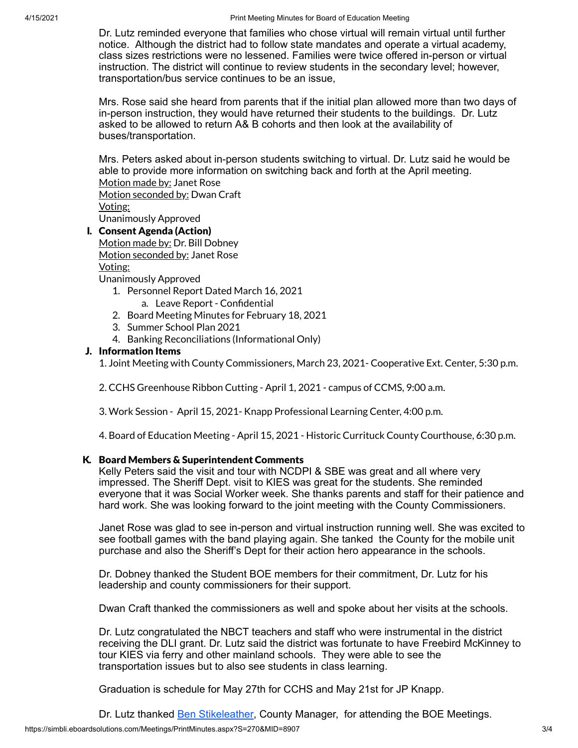Dr. Lutz reminded everyone that families who chose virtual will remain virtual until further notice. Although the district had to follow state mandates and operate a virtual academy, class sizes restrictions were no lessened. Families were twice offered in-person or virtual instruction. The district will continue to review students in the secondary level; however, transportation/bus service continues to be an issue,

Mrs. Rose said she heard from parents that if the initial plan allowed more than two days of in-person instruction, they would have returned their students to the buildings. Dr. Lutz asked to be allowed to return A& B cohorts and then look at the availability of buses/transportation.

Mrs. Peters asked about in-person students switching to virtual. Dr. Lutz said he would be able to provide more information on switching back and forth at the April meeting.

Motion made by: Janet Rose
Motion seconded by: Dwan Craft
Voting:
Unanimously Approved

## I. Consent Agenda (Action)

Motion made by: Dr. Bill Dobney
Motion seconded by: Janet Rose
Voting:
Unanimously Approved

1. Personnel Report Dated March 16, 2021
    a. Leave Report - Confidential
2. Board Meeting Minutes for February 18, 2021
3. Summer School Plan 2021
4. Banking Reconciliations (Informational Only)

## J. Information Items

1. Joint Meeting with County Commissioners, March 23, 2021- Cooperative Ext. Center, 5:30 p.m.

2. CCHS Greenhouse Ribbon Cutting - April 1, 2021 - campus of CCMS, 9:00 a.m.

3. Work Session - April 15, 2021- Knapp Professional Learning Center, 4:00 p.m.

4. Board of Education Meeting - April 15, 2021 - Historic Currituck County Courthouse, 6:30 p.m.

## K. Board Members & Superintendent Comments

Kelly Peters said the visit and tour with NCDPI & SBE was great and all where very impressed. The Sheriff Dept. visit to KIES was great for the students. She reminded everyone that it was Social Worker week. She thanks parents and staff for their patience and hard work. She was looking forward to the joint meeting with the County Commissioners.

Janet Rose was glad to see in-person and virtual instruction running well. She was excited to see football games with the band playing again. She tanked the County for the mobile unit purchase and also the Sheriff's Dept for their action hero appearance in the schools.

Dr. Dobney thanked the Student BOE members for their commitment, Dr. Lutz for his leadership and county commissioners for their support.

Dwan Craft thanked the commissioners as well and spoke about her visits at the schools.

Dr. Lutz congratulated the NBCT teachers and staff who were instrumental in the district receiving the DLI grant. Dr. Lutz said the district was fortunate to have Freebird McKinney to tour KIES via ferry and other mainland schools. They were able to see the transportation issues but to also see students in class learning.

Graduation is schedule for May 27th for CCHS and May 21st for JP Knapp.

Dr. Lutz thanked Ben Stikeleather, County Manager, for attending the BOE Meetings.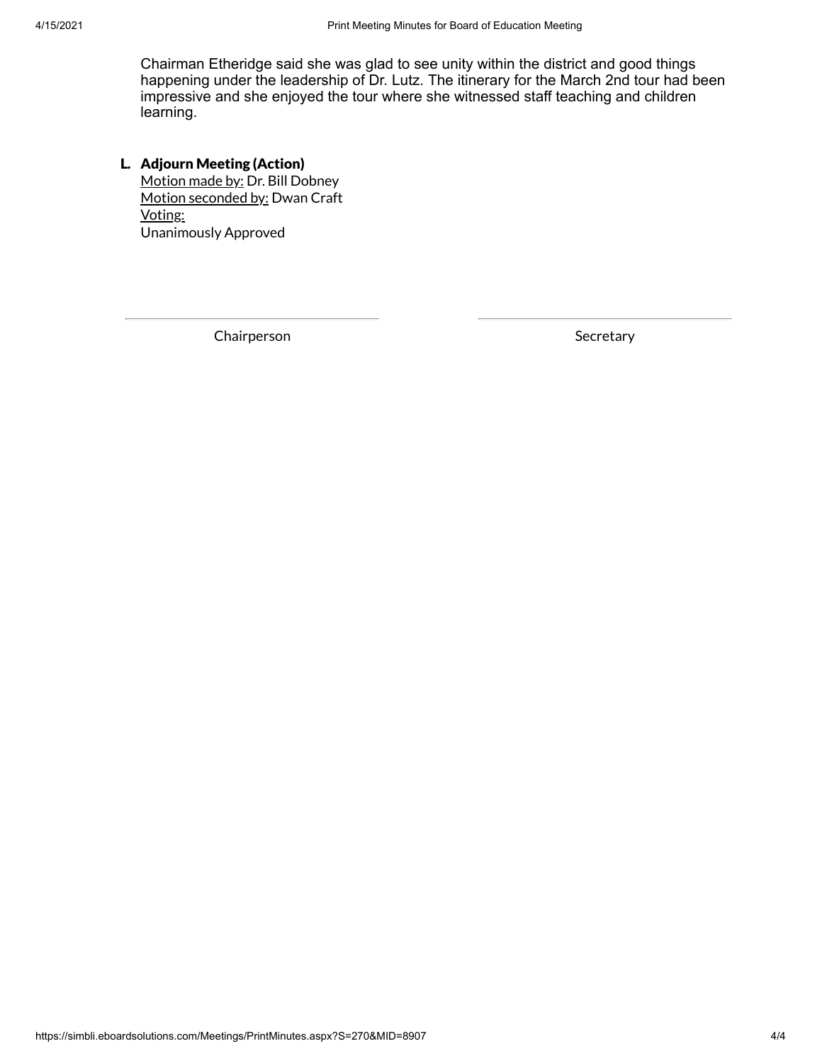Chairman Etheridge said she was glad to see unity within the district and good things happening under the leadership of Dr. Lutz. The itinerary for the March 2nd tour had been impressive and she enjoyed the tour where she witnessed staff teaching and children learning.

### L. Adjourn Meeting (Action)

Motion made by: Dr. Bill Dobney
Motion seconded by: Dwan Craft
Voting:
Unanimously Approved

Chairperson

Secretary